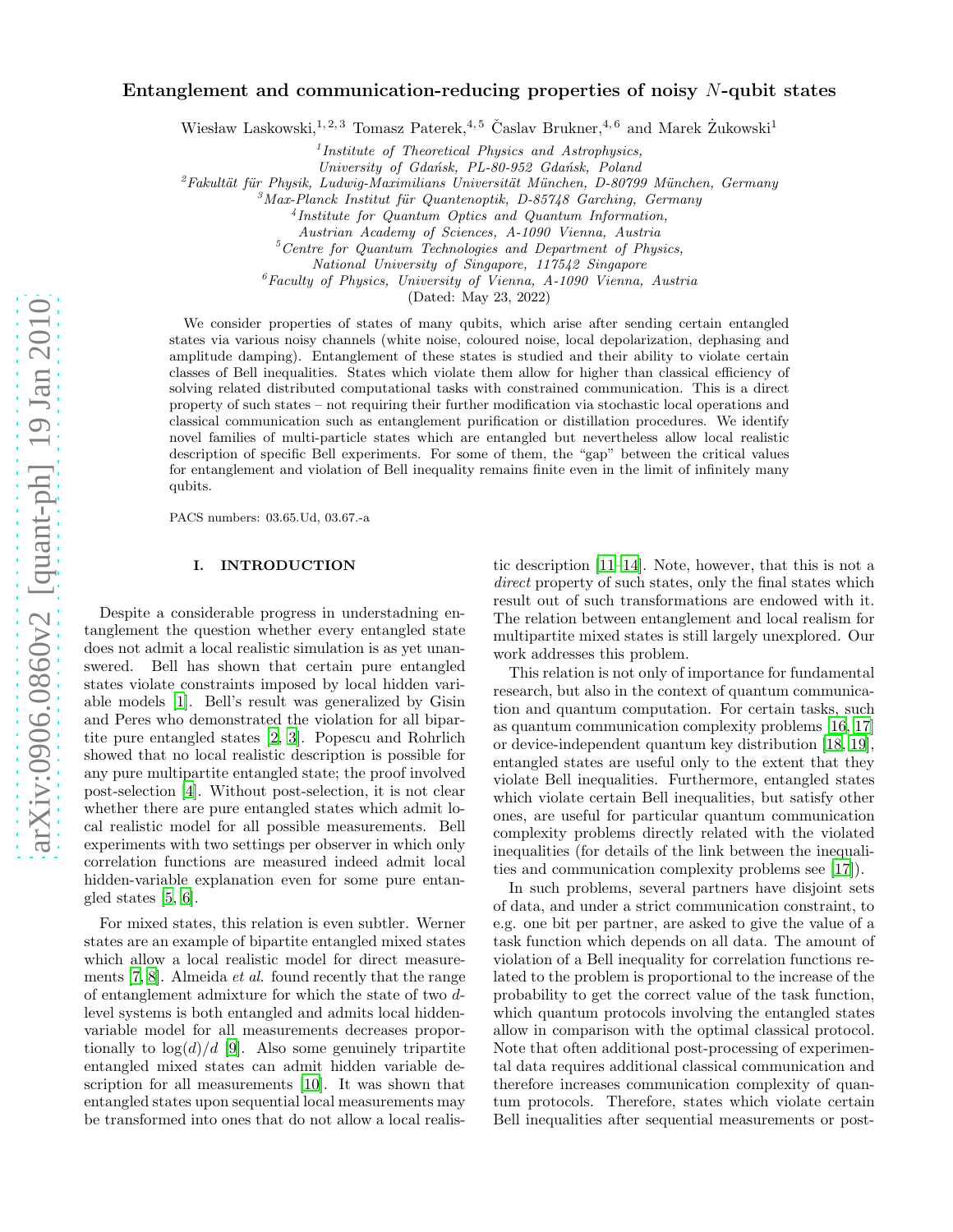# Entanglement and communication-reducing properties of noisy $N$-qubit states

Wiesław Laskowski,[1,2,3] Tomasz Paterek,[4,5] Časlav Brukner,[4,6] and Marek Żukowski[1]

[1] Institute of Theoretical Physics and Astrophysics, University of Gdańsk, PL-80-952 Gdańsk, Poland
[2] Fakultät für Physik, Ludwig-Maximilians Universität München, D-80799 München, Germany
[3] Max-Planck Institut für Quantenoptik, D-85748 Garching, Germany
[4] Institute for Quantum Optics and Quantum Information, Austrian Academy of Sciences, A-1090 Vienna, Austria
[5] Centre for Quantum Technologies and Department of Physics, National University of Singapore, 117542 Singapore
[6] Faculty of Physics, University of Vienna, A-1090 Vienna, Austria

(Dated: May 23, 2022)

We consider properties of states of many qubits, which arise after sending certain entangled states via various noisy channels (white noise, coloured noise, local depolarization, dephasing and amplitude damping). Entanglement of these states is studied and their ability to violate certain classes of Bell inequalities. States which violate them allow for higher than classical efficiency of solving related distributed computational tasks with constrained communication. This is a direct property of such states – not requiring their further modification via stochastic local operations and classical communication such as entanglement purification or distillation procedures. We identify novel families of multi-particle states which are entangled but nevertheless allow local realistic description of specific Bell experiments. For some of them, the "gap" between the critical values for entanglement and violation of Bell inequality remains finite even in the limit of infinitely many qubits.

PACS numbers: 03.65.Ud, 03.67.-a

## I. INTRODUCTION

Despite a considerable progress in understadning entanglement the question whether every entangled state does not admit a local realistic simulation is as yet unanswered. Bell has shown that certain pure entangled states violate constraints imposed by local hidden variable models [1]. Bell's result was generalized by Gisin and Peres who demonstrated the violation for all bipartite pure entangled states [2, 3]. Popescu and Rohrlich showed that no local realistic description is possible for any pure multipartite entangled state; the proof involved post-selection [4]. Without post-selection, it is not clear whether there are pure entangled states which admit local realistic model for all possible measurements. Bell experiments with two settings per observer in which only correlation functions are measured indeed admit local hidden-variable explanation even for some pure entangled states [5, 6].

For mixed states, this relation is even subtler. Werner states are an example of bipartite entangled mixed states which allow a local realistic model for direct measurements [7, 8]. Almeida *et al.* found recently that the range of entanglement admixture for which the state of two $d$-level systems is both entangled and admits local hidden-variable model for all measurements decreases proportionally to $\log(d)/d$ [9]. Also some genuinely tripartite entangled mixed states can admit hidden variable description for all measurements [10]. It was shown that entangled states upon sequential local measurements may be transformed into ones that do not allow a local realistic description [11–14]. Note, however, that this is not a *direct* property of such states, only the final states which result out of such transformations are endowed with it. The relation between entanglement and local realism for multipartite mixed states is still largely unexplored. Our work addresses this problem.

This relation is not only of importance for fundamental research, but also in the context of quantum communication and quantum computation. For certain tasks, such as quantum communication complexity problems [16, 17] or device-independent quantum key distribution [18, 19], entangled states are useful only to the extent that they violate Bell inequalities. Furthermore, entangled states which violate certain Bell inequalities, but satisfy other ones, are useful for particular quantum communication complexity problems directly related with the violated inequalities (for details of the link between the inequalities and communication complexity problems see [17]).

In such problems, several partners have disjoint sets of data, and under a strict communication constraint, to e.g. one bit per partner, are asked to give the value of a task function which depends on all data. The amount of violation of a Bell inequality for correlation functions related to the problem is proportional to the increase of the probability to get the correct value of the task function, which quantum protocols involving the entangled states allow in comparison with the optimal classical protocol. Note that often additional post-processing of experimental data requires additional classical communication and therefore increases communication complexity of quantum protocols. Therefore, states which violate certain Bell inequalities after sequential measurements or post-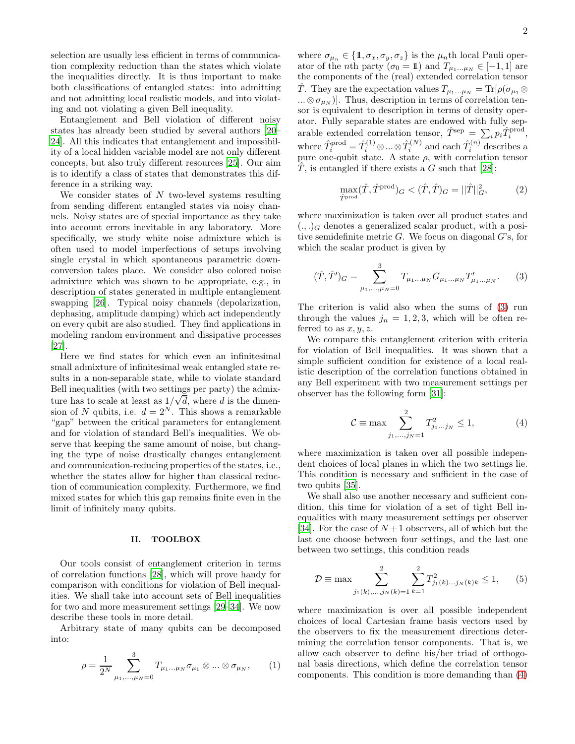selection are usually less efficient in terms of communication complexity reduction than the states which violate the inequalities directly. It is thus important to make both classifications of entangled states: into admitting and not admitting local realistic models, and into violating and not violating a given Bell inequality.

Entanglement and Bell violation of different noisy states has already been studied by several authors [20–24]. All this indicates that entanglement and impossibility of a local hidden variable model are not only different concepts, but also truly different resources [25]. Our aim is to identify a class of states that demonstrates this difference in a striking way.

We consider states of $N$ two-level systems resulting from sending different entangled states via noisy channels. Noisy states are of special importance as they take into account errors inevitable in any laboratory. More specifically, we study white noise admixture which is often used to model imperfections of setups involving single crystal in which spontaneous parametric down-conversion takes place. We consider also colored noise admixture which was shown to be appropriate, e.g., in description of states generated in multiple entanglement swapping [26]. Typical noisy channels (depolarization, dephasing, amplitude damping) which act independently on every qubit are also studied. They find applications in modeling random environment and dissipative processes [27].

Here we find states for which even an infinitesimal small admixture of infinitesimal weak entangled state results in a non-separable state, while to violate standard Bell inequalities (with two settings per party) the admixture has to scale at least as $1/\sqrt{d}$, where $d$ is the dimension of $N$ qubits, i.e. $d = 2^N$. This shows a remarkable "gap" between the critical parameters for entanglement and for violation of standard Bell's inequalities. We observe that keeping the same amount of noise, but changing the type of noise drastically changes entanglement and communication-reducing properties of the states, i.e., whether the states allow for higher than classical reduction of communication complexity. Furthermore, we find mixed states for which this gap remains finite even in the limit of infinitely many qubits.

## II. TOOLBOX

Our tools consist of entanglement criterion in terms of correlation functions [28], which will prove handy for comparison with conditions for violation of Bell inequalities. We shall take into account sets of Bell inequalities for two and more measurement settings [29–34]. We now describe these tools in more detail.

Arbitrary state of many qubits can be decomposed into:

$$\rho = \frac{1}{2^N} \sum_{\mu_1,\ldots,\mu_N=0}^{3} T_{\mu_1\ldots\mu_N} \sigma_{\mu_1} \otimes \ldots \otimes \sigma_{\mu_N}, \qquad (1)$$

where $\sigma_{\mu_n} \in \{\mathbb{1}, \sigma_x, \sigma_y, \sigma_z\}$ is the $\mu_n$th local Pauli operator of the $n$th party ($\sigma_0 = \mathbb{1}$) and $T_{\mu_1\ldots\mu_N} \in [-1, 1]$ are the components of the (real) extended correlation tensor $\hat{T}$. They are the expectation values $T_{\mu_1\ldots\mu_N} = \mathrm{Tr}[\rho(\sigma_{\mu_1} \otimes \ldots \otimes \sigma_{\mu_N})]$. Thus, description in terms of correlation tensor is equivalent to description in terms of density operator. Fully separable states are endowed with fully separable extended correlation tensor, $\hat{T}^{\mathrm{sep}} = \sum_i p_i \hat{T}_i^{\mathrm{prod}}$, where $\hat{T}_i^{\mathrm{prod}} = \hat{T}_i^{(1)} \otimes \ldots \otimes \hat{T}_i^{(N)}$ and each $\hat{T}_i^{(n)}$ describes a pure one-qubit state. A state $\rho$, with correlation tensor $\hat{T}$, is entangled if there exists a $G$ such that [28]:

$$\max_{\hat{T}^{\mathrm{prod}}} (\hat{T}, \hat{T}^{\mathrm{prod}})_G < (\hat{T}, \hat{T})_G = ||\hat{T}||_G^2, \qquad (2)$$

where maximization is taken over all product states and $(.,.)_G$ denotes a generalized scalar product, with a positive semidefinite metric $G$. We focus on diagonal $G$'s, for which the scalar product is given by

$$(\hat{T}, \hat{T}')_G = \sum_{\mu_1,\ldots,\mu_N=0}^{3} T_{\mu_1\ldots\mu_N} G_{\mu_1\ldots\mu_N} T'_{\mu_1\ldots\mu_N}. \qquad (3)$$

The criterion is valid also when the sums of (3) run through the values $j_n = 1, 2, 3$, which will be often referred to as $x, y, z$.

We compare this entanglement criterion with criteria for violation of Bell inequalities. It was shown that a simple sufficient condition for existence of a local realistic description of the correlation functions obtained in any Bell experiment with two measurement settings per observer has the following form [31]:

$$\mathcal{C} \equiv \max \sum_{j_1,\ldots,j_N=1}^{2} T_{j_1\ldots j_N}^2 \leq 1, \qquad (4)$$

where maximization is taken over all possible independent choices of local planes in which the two settings lie. This condition is necessary and sufficient in the case of two qubits [35].

We shall also use another necessary and sufficient condition, this time for violation of a set of tight Bell inequalities with many measurement settings per observer [34]. For the case of $N+1$ observers, all of which but the last one choose between four settings, and the last one between two settings, this condition reads

$$\mathcal{D} \equiv \max \sum_{j_1(k),\ldots,j_N(k)=1}^{2} \sum_{k=1}^{2} T_{j_1(k)\ldots j_N(k)k}^2 \leq 1, \qquad (5)$$

where maximization is over all possible independent choices of local Cartesian frame basis vectors used by the observers to fix the measurement directions determining the correlation tensor components. That is, we allow each observer to define his/her triad of orthogonal basis directions, which define the correlation tensor components. This condition is more demanding than (4)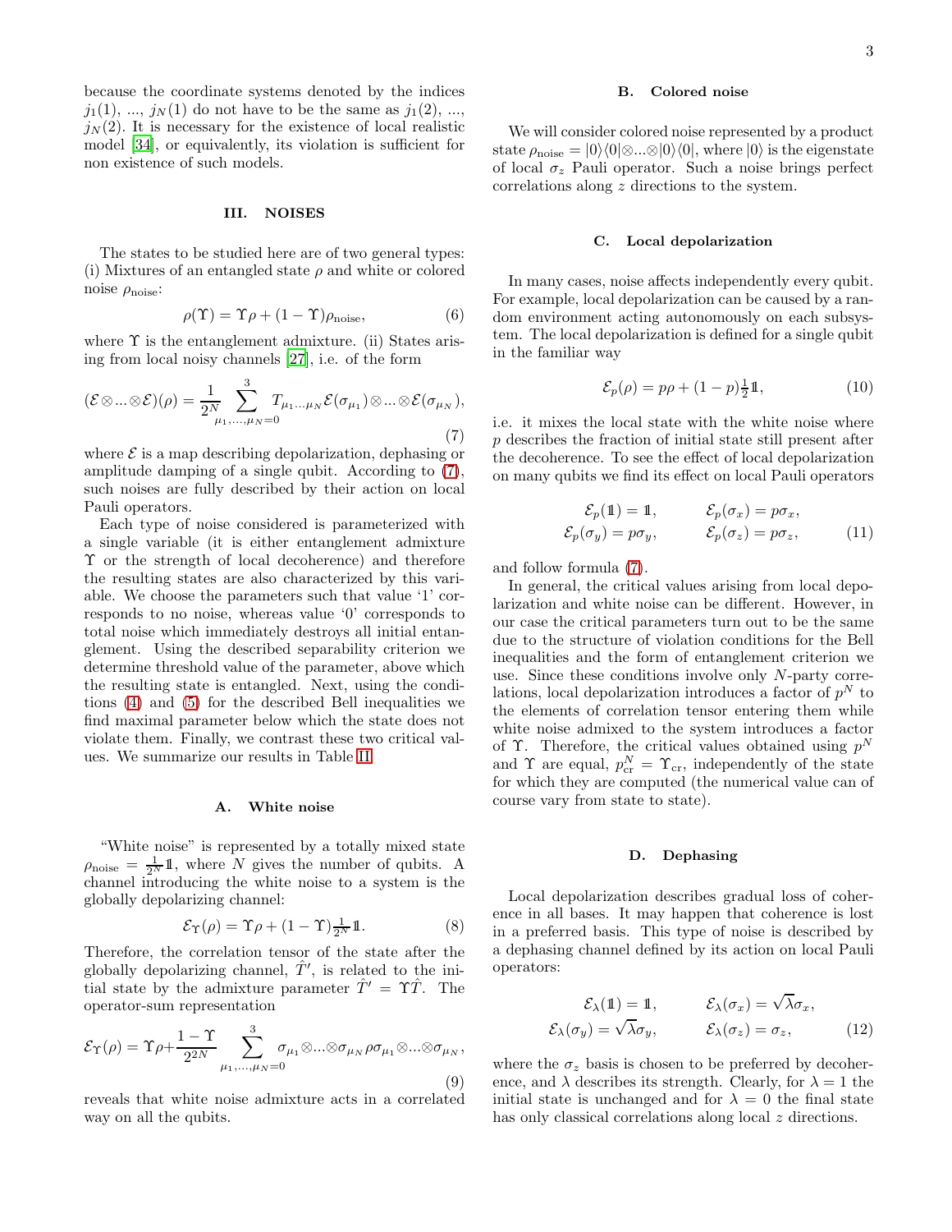because the coordinate systems denoted by the indices $j_1(1)$, ..., $j_N(1)$ do not have to be the same as $j_1(2)$, ..., $j_N(2)$. It is necessary for the existence of local realistic model [34], or equivalently, its violation is sufficient for non existence of such models.

## III. NOISES

The states to be studied here are of two general types: (i) Mixtures of an entangled state $\rho$ and white or colored noise $\rho_{\text{noise}}$:

$$\rho(\Upsilon) = \Upsilon\rho + (1-\Upsilon)\rho_{\text{noise}}, \tag{6}$$

where $\Upsilon$ is the entanglement admixture. (ii) States arising from local noisy channels [27], i.e. of the form

$$(\mathcal{E}\otimes...\otimes\mathcal{E})(\rho) = \frac{1}{2^N}\sum_{\mu_1,...,\mu_N=0}^{3} T_{\mu_1...\mu_N}\mathcal{E}(\sigma_{\mu_1})\otimes...\otimes\mathcal{E}(\sigma_{\mu_N}), \tag{7}$$

where $\mathcal{E}$ is a map describing depolarization, dephasing or amplitude damping of a single qubit. According to (7), such noises are fully described by their action on local Pauli operators.

Each type of noise considered is parameterized with a single variable (it is either entanglement admixture $\Upsilon$ or the strength of local decoherence) and therefore the resulting states are also characterized by this variable. We choose the parameters such that value '1' corresponds to no noise, whereas value '0' corresponds to total noise which immediately destroys all initial entanglement. Using the described separability criterion we determine threshold value of the parameter, above which the resulting state is entangled. Next, using the conditions (4) and (5) for the described Bell inequalities we find maximal parameter below which the state does not violate them. Finally, we contrast these two critical values. We summarize our results in Table II.

### A. White noise

"White noise" is represented by a totally mixed state $\rho_{\text{noise}} = \frac{1}{2^N}\mathbb{1}$, where $N$ gives the number of qubits. A channel introducing the white noise to a system is the globally depolarizing channel:

$$\mathcal{E}_\Upsilon(\rho) = \Upsilon\rho + (1-\Upsilon)\tfrac{1}{2^N}\mathbb{1}. \tag{8}$$

Therefore, the correlation tensor of the state after the globally depolarizing channel, $\hat{T}'$, is related to the initial state by the admixture parameter $\hat{T}' = \Upsilon\hat{T}$. The operator-sum representation

$$\mathcal{E}_\Upsilon(\rho) = \Upsilon\rho + \frac{1-\Upsilon}{2^{2N}}\sum_{\mu_1,...,\mu_N=0}^{3}\sigma_{\mu_1}\otimes...\otimes\sigma_{\mu_N}\rho\sigma_{\mu_1}\otimes...\otimes\sigma_{\mu_N}, \tag{9}$$

reveals that white noise admixture acts in a correlated way on all the qubits.

### B. Colored noise

We will consider colored noise represented by a product state $\rho_{\text{noise}} = |0\rangle\langle 0|\otimes...\otimes|0\rangle\langle 0|$, where $|0\rangle$ is the eigenstate of local $\sigma_z$ Pauli operator. Such a noise brings perfect correlations along $z$ directions to the system.

### C. Local depolarization

In many cases, noise affects independently every qubit. For example, local depolarization can be caused by a random environment acting autonomously on each subsystem. The local depolarization is defined for a single qubit in the familiar way

$$\mathcal{E}_p(\rho) = p\rho + (1-p)\tfrac{1}{2}\mathbb{1}, \tag{10}$$

i.e. it mixes the local state with the white noise where $p$ describes the fraction of initial state still present after the decoherence. To see the effect of local depolarization on many qubits we find its effect on local Pauli operators

$$\begin{aligned} \mathcal{E}_p(\mathbb{1}) &= \mathbb{1}, \qquad & \mathcal{E}_p(\sigma_x) &= p\sigma_x, \\ \mathcal{E}_p(\sigma_y) &= p\sigma_y, \qquad & \mathcal{E}_p(\sigma_z) &= p\sigma_z, \end{aligned} \tag{11}$$

and follow formula (7).

In general, the critical values arising from local depolarization and white noise can be different. However, in our case the critical parameters turn out to be the same due to the structure of violation conditions for the Bell inequalities and the form of entanglement criterion we use. Since these conditions involve only $N$-party correlations, local depolarization introduces a factor of $p^N$ to the elements of correlation tensor entering them while white noise admixed to the system introduces a factor of $\Upsilon$. Therefore, the critical values obtained using $p^N$ and $\Upsilon$ are equal, $p^N_{\text{cr}} = \Upsilon_{\text{cr}}$, independently of the state for which they are computed (the numerical value can of course vary from state to state).

### D. Dephasing

Local depolarization describes gradual loss of coherence in all bases. It may happen that coherence is lost in a preferred basis. This type of noise is described by a dephasing channel defined by its action on local Pauli operators:

$$\begin{aligned} \mathcal{E}_\lambda(\mathbb{1}) &= \mathbb{1}, \qquad & \mathcal{E}_\lambda(\sigma_x) &= \sqrt{\lambda}\sigma_x, \\ \mathcal{E}_\lambda(\sigma_y) &= \sqrt{\lambda}\sigma_y, \qquad & \mathcal{E}_\lambda(\sigma_z) &= \sigma_z, \end{aligned} \tag{12}$$

where the $\sigma_z$ basis is chosen to be preferred by decoherence, and $\lambda$ describes its strength. Clearly, for $\lambda = 1$ the initial state is unchanged and for $\lambda = 0$ the final state has only classical correlations along local $z$ directions.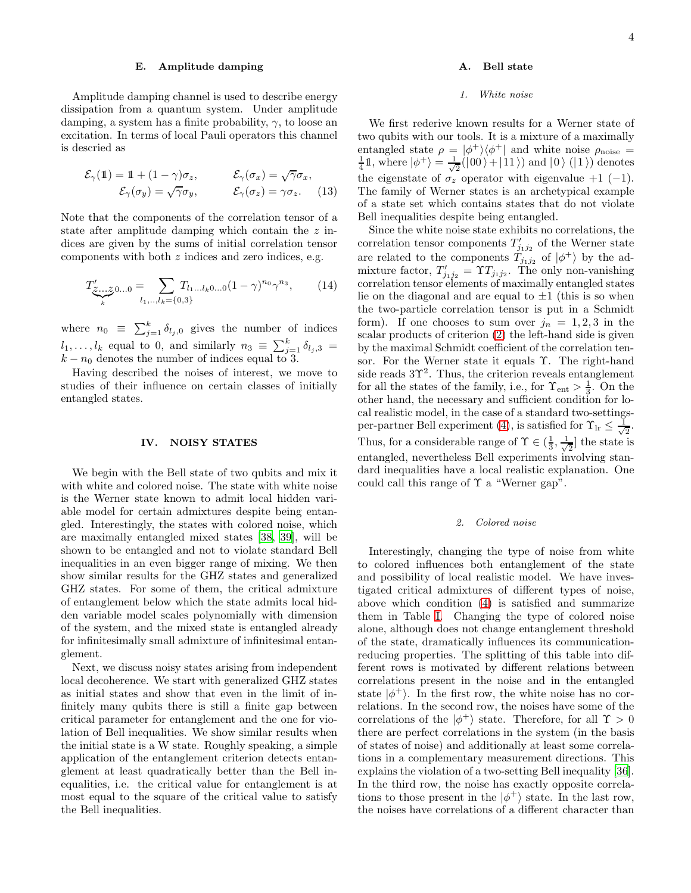### E. Amplitude damping

Amplitude damping channel is used to describe energy dissipation from a quantum system. Under amplitude damping, a system has a finite probability, $\gamma$, to loose an excitation. In terms of local Pauli operators this channel is descried as

$$\mathcal{E}_\gamma(\mathbb{1}) = \mathbb{1} + (1-\gamma)\sigma_z, \qquad \mathcal{E}_\gamma(\sigma_x) = \sqrt{\gamma}\sigma_x,$$
$$\mathcal{E}_\gamma(\sigma_y) = \sqrt{\gamma}\sigma_y, \qquad \mathcal{E}_\gamma(\sigma_z) = \gamma\sigma_z. \quad (13)$$

Note that the components of the correlation tensor of a state after amplitude damping which contain the $z$ indices are given by the sums of initial correlation tensor components with both $z$ indices and zero indices, e.g.

$$T'_{\underbrace{z\ldots z}_{k}0\ldots0} = \sum_{l_1,..,l_k=\{0,3\}} T_{l_1\ldots l_k0\ldots0}(1-\gamma)^{n_0}\gamma^{n_3}, \quad (14)$$

where $n_0 \equiv \sum_{j=1}^{k} \delta_{l_j,0}$ gives the number of indices $l_1,\ldots,l_k$ equal to 0, and similarly $n_3 \equiv \sum_{j=1}^{k} \delta_{l_j,3} = k - n_0$ denotes the number of indices equal to 3.

Having described the noises of interest, we move to studies of their influence on certain classes of initially entangled states.

## IV. NOISY STATES

We begin with the Bell state of two qubits and mix it with white and colored noise. The state with white noise is the Werner state known to admit local hidden variable model for certain admixtures despite being entangled. Interestingly, the states with colored noise, which are maximally entangled mixed states [38, 39], will be shown to be entangled and not to violate standard Bell inequalities in an even bigger range of mixing. We then show similar results for the GHZ states and generalized GHZ states. For some of them, the critical admixture of entanglement below which the state admits local hidden variable model scales polynomially with dimension of the system, and the mixed state is entangled already for infinitesimally small admixture of infinitesimal entanglement.

Next, we discuss noisy states arising from independent local decoherence. We start with generalized GHZ states as initial states and show that even in the limit of infinitely many qubits there is still a finite gap between critical parameter for entanglement and the one for violation of Bell inequalities. We show similar results when the initial state is a W state. Roughly speaking, a simple application of the entanglement criterion detects entanglement at least quadratically better than the Bell inequalities, i.e. the critical value for entanglement is at most equal to the square of the critical value to satisfy the Bell inequalities.

### A. Bell state

#### 1. White noise

We first rederive known results for a Werner state of two qubits with our tools. It is a mixture of a maximally entangled state $\rho = |\phi^+\rangle\langle\phi^+|$ and white noise $\rho_{\text{noise}} = \frac{1}{4}\mathbb{1}$, where $|\phi^+\rangle = \frac{1}{\sqrt{2}}(|00\rangle + |11\rangle)$ and $|0\rangle$ ($|1\rangle$) denotes the eigenstate of $\sigma_z$ operator with eigenvalue $+1$ ($-1$). The family of Werner states is an archetypical example of a state set which contains states that do not violate Bell inequalities despite being entangled.

Since the white noise state exhibits no correlations, the correlation tensor components $T'_{j_1j_2}$ of the Werner state are related to the components $T_{j_1j_2}$ of $|\phi^+\rangle$ by the admixture factor, $T'_{j_1j_2} = \Upsilon T_{j_1j_2}$. The only non-vanishing correlation tensor elements of maximally entangled states lie on the diagonal and are equal to $\pm1$ (this is so when the two-particle correlation tensor is put in a Schmidt form). If one chooses to sum over $j_n = 1,2,3$ in the scalar products of criterion (2) the left-hand side is given by the maximal Schmidt coefficient of the correlation tensor. For the Werner state it equals $\Upsilon$. The right-hand side reads $3\Upsilon^2$. Thus, the criterion reveals entanglement for all the states of the family, i.e., for $\Upsilon_{\text{ent}} > \frac{1}{3}$. On the other hand, the necessary and sufficient condition for local realistic model, in the case of a standard two-settings-per-partner Bell experiment (4), is satisfied for $\Upsilon_{\text{lr}} \leq \frac{1}{\sqrt{2}}$. Thus, for a considerable range of $\Upsilon \in (\frac{1}{3}, \frac{1}{\sqrt{2}}]$ the state is entangled, nevertheless Bell experiments involving standard inequalities have a local realistic explanation. One could call this range of $\Upsilon$ a "Werner gap".

#### 2. Colored noise

Interestingly, changing the type of noise from white to colored influences both entanglement of the state and possibility of local realistic model. We have investigated critical admixtures of different types of noise, above which condition (4) is satisfied and summarize them in Table I. Changing the type of colored noise alone, although does not change entanglement threshold of the state, dramatically influences its communication-reducing properties. The splitting of this table into different rows is motivated by different relations between correlations present in the noise and in the entangled state $|\phi^+\rangle$. In the first row, the white noise has no correlations. In the second row, the noises have some of the correlations of the $|\phi^+\rangle$ state. Therefore, for all $\Upsilon > 0$ there are perfect correlations in the system (in the basis of states of noise) and additionally at least some correlations in a complementary measurement directions. This explains the violation of a two-setting Bell inequality [36]. In the third row, the noise has exactly opposite correlations to those present in the $|\phi^+\rangle$ state. In the last row, the noises have correlations of a different character than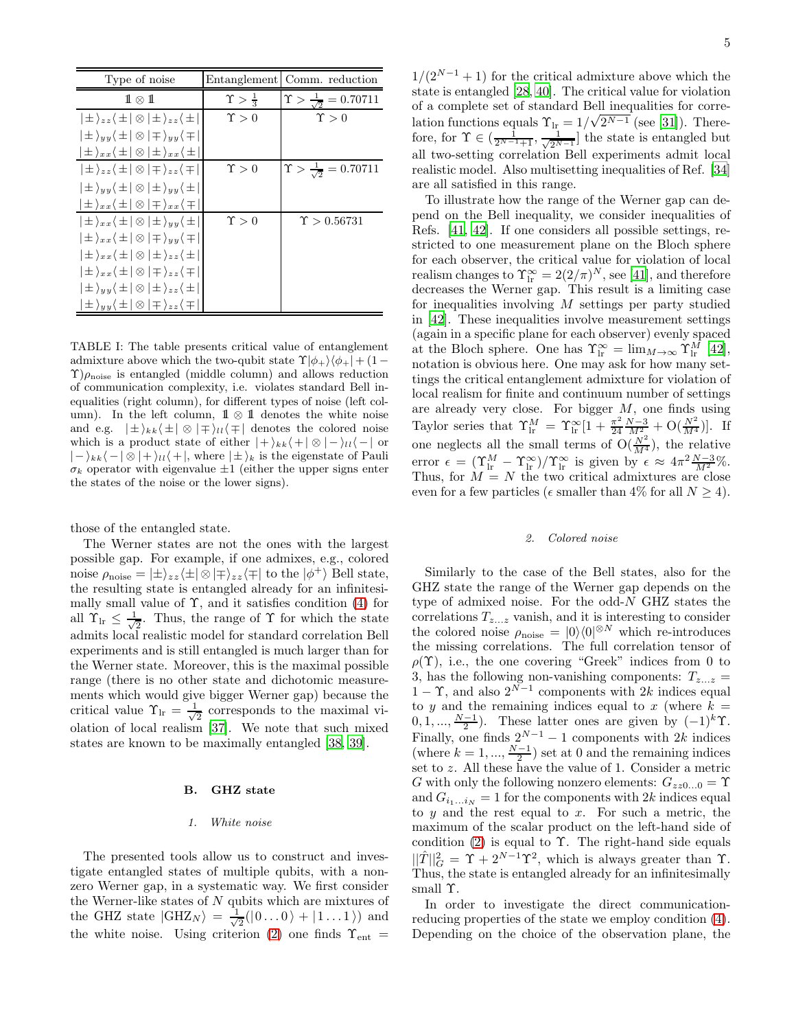| Type of noise | Entanglement | Comm. reduction |
|---|---|---|
| $\mathbb{1} \otimes \mathbb{1}$ | $\Upsilon > \frac{1}{3}$ | $\Upsilon > \frac{1}{\sqrt{2}} = 0.70711$ |
| $\lvert\pm\rangle_{zz}\langle\pm\rvert \otimes \lvert\pm\rangle_{zz}\langle\pm\rvert$ | $\Upsilon > 0$ | $\Upsilon > 0$ |
| $\lvert\pm\rangle_{yy}\langle\pm\rvert \otimes \lvert\mp\rangle_{yy}\langle\mp\rvert$ | | |
| $\lvert\pm\rangle_{xx}\langle\pm\rvert \otimes \lvert\pm\rangle_{xx}\langle\pm\rvert$ | | |
| $\lvert\pm\rangle_{zz}\langle\pm\rvert \otimes \lvert\mp\rangle_{zz}\langle\mp\rvert$ | $\Upsilon > 0$ | $\Upsilon > \frac{1}{\sqrt{2}} = 0.70711$ |
| $\lvert\pm\rangle_{yy}\langle\pm\rvert \otimes \lvert\pm\rangle_{yy}\langle\pm\rvert$ | | |
| $\lvert\pm\rangle_{xx}\langle\pm\rvert \otimes \lvert\mp\rangle_{xx}\langle\mp\rvert$ | | |
| $\lvert\pm\rangle_{xx}\langle\pm\rvert \otimes \lvert\pm\rangle_{yy}\langle\pm\rvert$ | $\Upsilon > 0$ | $\Upsilon > 0.56731$ |
| $\lvert\pm\rangle_{xx}\langle\pm\rvert \otimes \lvert\mp\rangle_{yy}\langle\mp\rvert$ | | |
| $\lvert\pm\rangle_{xx}\langle\pm\rvert \otimes \lvert\pm\rangle_{zz}\langle\pm\rvert$ | | |
| $\lvert\pm\rangle_{xx}\langle\pm\rvert \otimes \lvert\mp\rangle_{zz}\langle\mp\rvert$ | | |
| $\lvert\pm\rangle_{yy}\langle\pm\rvert \otimes \lvert\pm\rangle_{zz}\langle\pm\rvert$ | | |
| $\lvert\pm\rangle_{yy}\langle\pm\rvert \otimes \lvert\mp\rangle_{zz}\langle\mp\rvert$ | | |

TABLE I: The table presents critical value of entanglement admixture above which the two-qubit state $\Upsilon|\phi_+\rangle\langle\phi_+| + (1-\Upsilon)\rho_{\rm noise}$ is entangled (middle column) and allows reduction of communication complexity, i.e. violates standard Bell inequalities (right column), for different types of noise (left column). In the left column, $\mathbb{1}\otimes\mathbb{1}$ denotes the white noise and e.g. $|\pm\rangle_{kk}\langle\pm|\otimes|\mp\rangle_{ll}\langle\mp|$ denotes the colored noise which is a product state of either $|+\rangle_{kk}\langle+|\otimes|-\rangle_{ll}\langle-|$ or $|-\rangle_{kk}\langle-|\otimes|+\rangle_{ll}\langle+|$, where $|\pm\rangle_k$ is the eigenstate of Pauli $\sigma_k$ operator with eigenvalue $\pm1$ (either the upper signs enter the states of the noise or the lower signs).

those of the entangled state.

The Werner states are not the ones with the largest possible gap. For example, if one admixes, e.g., colored noise $\rho_{\rm noise} = |\pm\rangle_{zz}\langle\pm|\otimes|\mp\rangle_{zz}\langle\mp|$ to the $|\phi^+\rangle$ Bell state, the resulting state is entangled already for an infinitesimally small value of $\Upsilon$, and it satisfies condition (4) for all $\Upsilon_{\rm lr} \leq \frac{1}{\sqrt{2}}$. Thus, the range of $\Upsilon$ for which the state admits local realistic model for standard correlation Bell experiments and is still entangled is much larger than for the Werner state. Moreover, this is the maximal possible range (there is no other state and dichotomic measurements which would give bigger Werner gap) because the critical value $\Upsilon_{\rm lr} = \frac{1}{\sqrt{2}}$ corresponds to the maximal violation of local realism [37]. We note that such mixed states are known to be maximally entangled [38, 39].

## B. GHZ state

### 1. White noise

The presented tools allow us to construct and investigate entangled states of multiple qubits, with a nonzero Werner gap, in a systematic way. We first consider the Werner-like states of $N$ qubits which are mixtures of the GHZ state $|{\rm GHZ}_N\rangle = \frac{1}{\sqrt{2}}(|0\dots0\rangle + |1\dots1\rangle)$ and the white noise. Using criterion (2) one finds $\Upsilon_{\rm ent} = 1/(2^{N-1}+1)$ for the critical admixture above which the state is entangled [28, 40]. The critical value for violation of a complete set of standard Bell inequalities for correlation functions equals $\Upsilon_{\rm lr} = 1/\sqrt{2^{N-1}}$ (see [31]). Therefore, for $\Upsilon \in (\frac{1}{2^{N-1}+1}, \frac{1}{\sqrt{2^{N-1}}}]$ the state is entangled but all two-setting correlation Bell experiments admit local realistic model. Also multisetting inequalities of Ref. [34] are all satisfied in this range.

To illustrate how the range of the Werner gap can depend on the Bell inequality, we consider inequalities of Refs. [41, 42]. If one considers all possible settings, restricted to one measurement plane on the Bloch sphere for each observer, the critical value for violation of local realism changes to $\Upsilon_{\rm lr}^{\infty} = 2(2/\pi)^N$, see [41], and therefore decreases the Werner gap. This result is a limiting case for inequalities involving $M$ settings per party studied in [42]. These inequalities involve measurement settings (again in a specific plane for each observer) evenly spaced at the Bloch sphere. One has $\Upsilon_{\rm lr}^{\infty} = \lim_{M\to\infty}\Upsilon_{\rm lr}^{M}$ [42], notation is obvious here. One may ask for how many settings the critical entanglement admixture for violation of local realism for finite and continuum number of settings are already very close. For bigger $M$, one finds using Taylor series that $\Upsilon_{\rm lr}^{M} = \Upsilon_{\rm lr}^{\infty}[1 + \frac{\pi^2}{24}\frac{N-3}{M^2} + {\rm O}(\frac{N^2}{M^4})]$. If one neglects all the small terms of ${\rm O}(\frac{N^2}{M^4})$, the relative error $\epsilon = (\Upsilon_{\rm lr}^{M} - \Upsilon_{\rm lr}^{\infty})/\Upsilon_{\rm lr}^{\infty}$ is given by $\epsilon \approx 4\pi^2\frac{N-3}{M^2}\%$. Thus, for $M = N$ the two critical admixtures are close even for a few particles ($\epsilon$ smaller than 4% for all $N \geq 4$).

### 2. Colored noise

Similarly to the case of the Bell states, also for the GHZ state the range of the Werner gap depends on the type of admixed noise. For the odd-$N$ GHZ states the correlations $T_{z\dots z}$ vanish, and it is interesting to consider the colored noise $\rho_{\rm noise} = |0\rangle\langle0|^{\otimes N}$ which re-introduces the missing correlations. The full correlation tensor of $\rho(\Upsilon)$, i.e., the one covering "Greek" indices from 0 to 3, has the following non-vanishing components: $T_{z\dots z} = 1-\Upsilon$, and also $2^{N-1}$ components with $2k$ indices equal to $y$ and the remaining indices equal to $x$ (where $k = 0, 1, \dots, \frac{N-1}{2}$). These latter ones are given by $(-1)^k\Upsilon$. Finally, one finds $2^{N-1}-1$ components with $2k$ indices (where $k = 1, \dots, \frac{N-1}{2}$) set at 0 and the remaining indices set to $z$. All these have the value of 1. Consider a metric $G$ with only the following nonzero elements: $G_{zz0\dots0} = \Upsilon$ and $G_{i_1\dots i_N} = 1$ for the components with $2k$ indices equal to $y$ and the rest equal to $x$. For such a metric, the maximum of the scalar product on the left-hand side of condition (2) is equal to $\Upsilon$. The right-hand side equals $||\hat{T}||_G^2 = \Upsilon + 2^{N-1}\Upsilon^2$, which is always greater than $\Upsilon$. Thus, the state is entangled already for an infinitesimally small $\Upsilon$.

In order to investigate the direct communication-reducing properties of the state we employ condition (4). Depending on the choice of the observation plane, the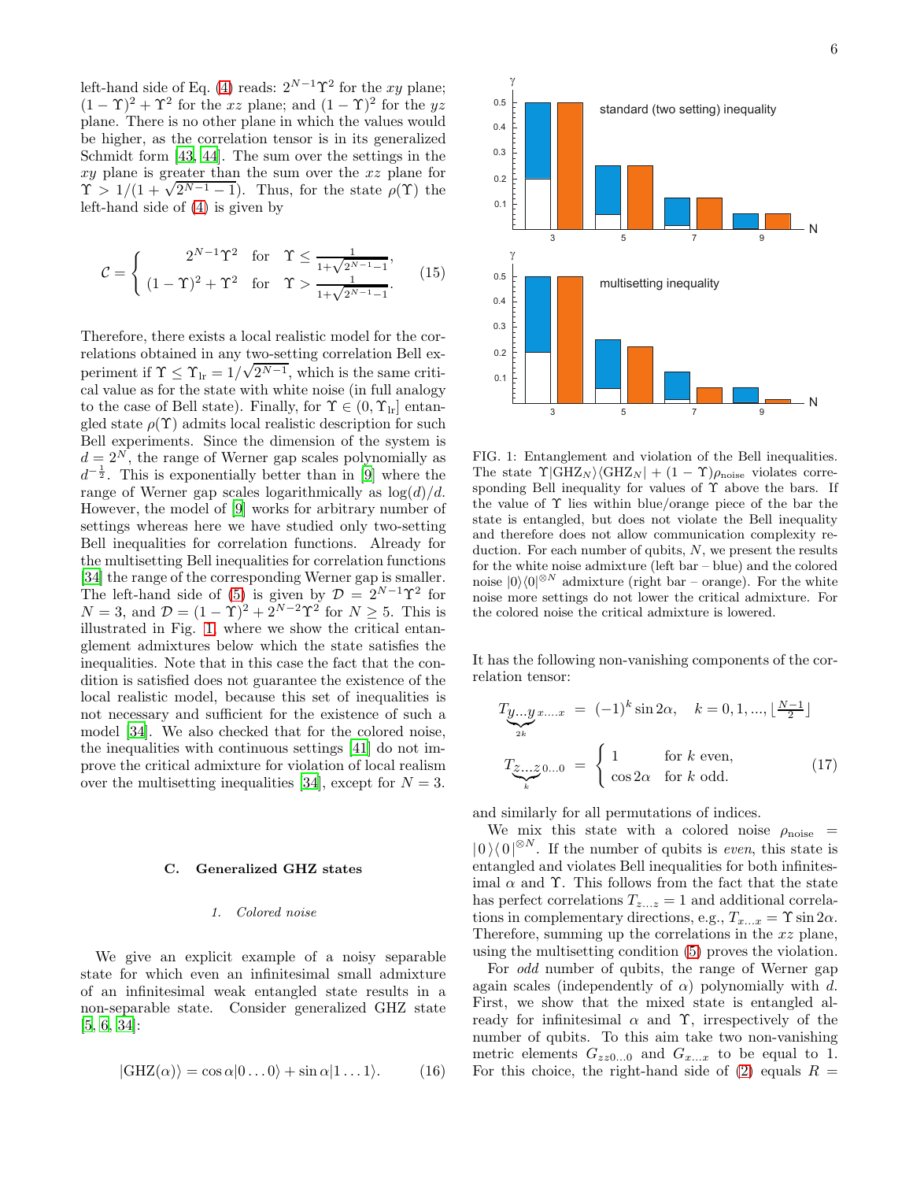left-hand side of Eq. (4) reads: $2^{N-1}\Upsilon^2$ for the $xy$ plane; $(1-\Upsilon)^2 + \Upsilon^2$ for the $xz$ plane; and $(1-\Upsilon)^2$ for the $yz$ plane. There is no other plane in which the values would be higher, as the correlation tensor is in its generalized Schmidt form [43, 44]. The sum over the settings in the $xy$ plane is greater than the sum over the $xz$ plane for $\Upsilon > 1/(1+\sqrt{2^{N-1}-1})$. Thus, for the state $\rho(\Upsilon)$ the left-hand side of (4) is given by

$$\mathcal{C} = \begin{cases} 2^{N-1}\Upsilon^2 & \text{for} \quad \Upsilon \leq \frac{1}{1+\sqrt{2^{N-1}-1}}, \\ (1-\Upsilon)^2 + \Upsilon^2 & \text{for} \quad \Upsilon > \frac{1}{1+\sqrt{2^{N-1}-1}}. \end{cases} \tag{15}$$

Therefore, there exists a local realistic model for the correlations obtained in any two-setting correlation Bell experiment if $\Upsilon \leq \Upsilon_{\rm lr} = 1/\sqrt{2^{N-1}}$, which is the same critical value as for the state with white noise (in full analogy to the case of Bell state). Finally, for $\Upsilon \in (0, \Upsilon_{\rm lr}]$ entangled state $\rho(\Upsilon)$ admits local realistic description for such Bell experiments. Since the dimension of the system is $d = 2^N$, the range of Werner gap scales polynomially as $d^{-\frac{1}{2}}$. This is exponentially better than in [9] where the range of Werner gap scales logarithmically as $\log(d)/d$. However, the model of [9] works for arbitrary number of settings whereas here we have studied only two-setting Bell inequalities for correlation functions. Already for the multisetting Bell inequalities for correlation functions [34] the range of the corresponding Werner gap is smaller. The left-hand side of (5) is given by $\mathcal{D} = 2^{N-1}\Upsilon^2$ for $N=3$, and $\mathcal{D} = (1-\Upsilon)^2 + 2^{N-2}\Upsilon^2$ for $N \geq 5$. This is illustrated in Fig. 1, where we show the critical entanglement admixtures below which the state satisfies the inequalities. Note that in this case the fact that the condition is satisfied does not guarantee the existence of the local realistic model, because this set of inequalities is not necessary and sufficient for the existence of such a model [34]. We also checked that for the colored noise, the inequalities with continuous settings [41] do not improve the critical admixture for violation of local realism over the multisetting inequalities [34], except for $N=3$.

### C. Generalized GHZ states

#### 1. Colored noise

We give an explicit example of a noisy separable state for which even an infinitesimal small admixture of an infinitesimal weak entangled state results in a non-separable state. Consider generalized GHZ state [5, 6, 34]:

$$|\mathrm{GHZ}(\alpha)\rangle = \cos\alpha|0\ldots0\rangle + \sin\alpha|1\ldots1\rangle. \tag{16}$$

FIG. 1: Entanglement and violation of the Bell inequalities. The state $\Upsilon|\mathrm{GHZ}_N\rangle\langle\mathrm{GHZ}_N| + (1-\Upsilon)\rho_{\rm noise}$ violates corresponding Bell inequality for values of $\Upsilon$ above the bars. If the value of $\Upsilon$ lies within blue/orange piece of the bar the state is entangled, but does not violate the Bell inequality and therefore does not allow communication complexity reduction. For each number of qubits, $N$, we present the results for the white noise admixture (left bar – blue) and the colored noise $|0\rangle\langle0|^{\otimes N}$ admixture (right bar – orange). For the white noise more settings do not lower the critical admixture. For the colored noise the critical admixture is lowered.

It has the following non-vanishing components of the correlation tensor:

$$\begin{aligned} T_{\underbrace{y\ldots y}_{2k}x\ldots x} &= (-1)^k \sin 2\alpha, \quad k = 0,1,\ldots,\lfloor \tfrac{N-1}{2} \rfloor \\ T_{\underbrace{z\ldots z}_{k}0\ldots0} &= \begin{cases} 1 & \text{for } k \text{ even}, \\ \cos 2\alpha & \text{for } k \text{ odd}. \end{cases} \end{aligned} \tag{17}$$

and similarly for all permutations of indices.

We mix this state with a colored noise $\rho_{\rm noise} = |0\rangle\langle0|^{\otimes N}$. If the number of qubits is *even*, this state is entangled and violates Bell inequalities for both infinitesimal $\alpha$ and $\Upsilon$. This follows from the fact that the state has perfect correlations $T_{z\ldots z} = 1$ and additional correlations in complementary directions, e.g., $T_{x\ldots x} = \Upsilon\sin2\alpha$. Therefore, summing up the correlations in the $xz$ plane, using the multisetting condition (5) proves the violation.

For *odd* number of qubits, the range of Werner gap again scales (independently of $\alpha$) polynomially with $d$. First, we show that the mixed state is entangled already for infinitesimal $\alpha$ and $\Upsilon$, irrespectively of the number of qubits. To this aim take two non-vanishing metric elements $G_{zz0\ldots0}$ and $G_{x\ldots x}$ to be equal to 1. For this choice, the right-hand side of (2) equals $R =$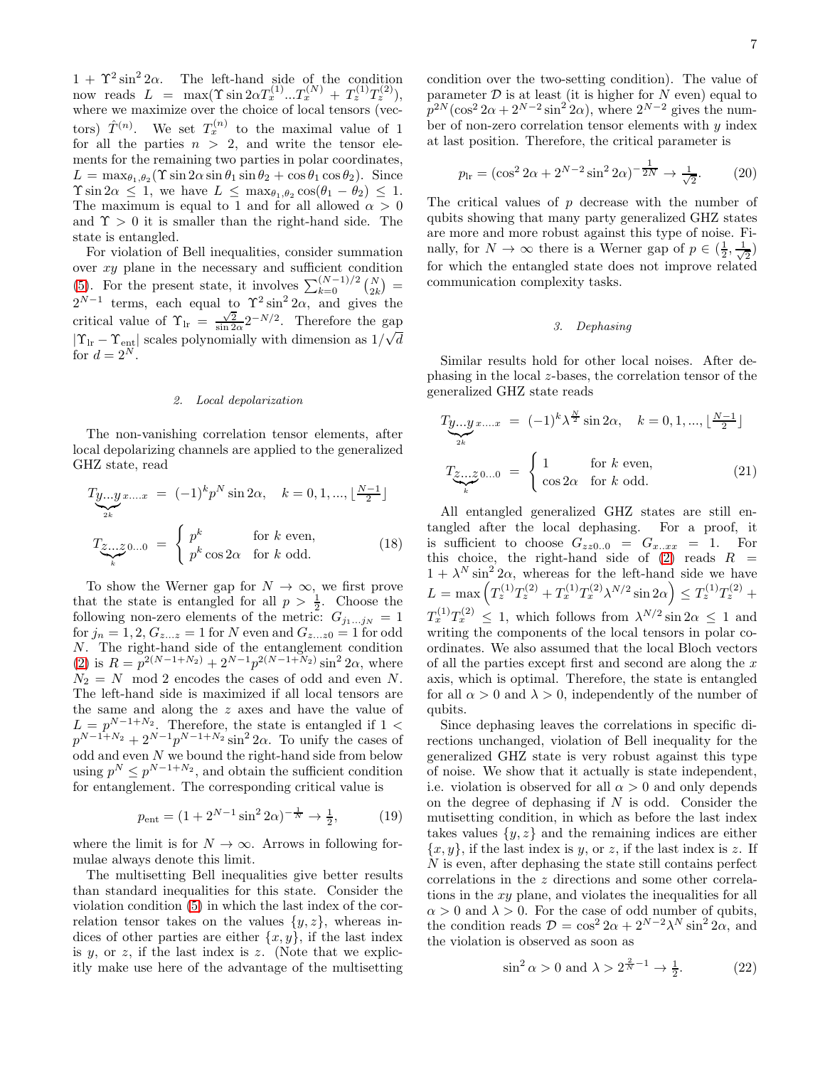$1 + \Upsilon^2 \sin^2 2\alpha$. The left-hand side of the condition now reads $L = \max(\Upsilon \sin 2\alpha T_x^{(1)}...T_x^{(N)} + T_z^{(1)} T_z^{(2)})$, where we maximize over the choice of local tensors (vectors) $\hat{T}^{(n)}$. We set $T_x^{(n)}$ to the maximal value of 1 for all the parties $n > 2$, and write the tensor elements for the remaining two parties in polar coordinates, $L = \max_{\theta_1,\theta_2}(\Upsilon \sin 2\alpha \sin\theta_1 \sin\theta_2 + \cos\theta_1 \cos\theta_2)$. Since $\Upsilon \sin 2\alpha \leq 1$, we have $L \leq \max_{\theta_1,\theta_2} \cos(\theta_1 - \theta_2) \leq 1$. The maximum is equal to 1 and for all allowed $\alpha > 0$ and $\Upsilon > 0$ it is smaller than the right-hand side. The state is entangled.

For violation of Bell inequalities, consider summation over $xy$ plane in the necessary and sufficient condition (5). For the present state, it involves $\sum_{k=0}^{(N-1)/2} \binom{N}{2k} = 2^{N-1}$ terms, each equal to $\Upsilon^2 \sin^2 2\alpha$, and gives the critical value of $\Upsilon_{\mathrm{lr}} = \frac{\sqrt{2}}{\sin 2\alpha} 2^{-N/2}$. Therefore the gap $|\Upsilon_{\mathrm{lr}} - \Upsilon_{\mathrm{ent}}|$ scales polynomially with dimension as $1/\sqrt{d}$ for $d = 2^N$.

### 2. Local depolarization

The non-vanishing correlation tensor elements, after local depolarizing channels are applied to the generalized GHZ state, read

$$
\begin{aligned}
T_{\underbrace{y...y}_{2k} x....x} &= (-1)^k p^N \sin 2\alpha, \quad k = 0, 1, ..., \lfloor \tfrac{N-1}{2} \rfloor \\
T_{\underbrace{z...z}_{k} 0...0} &= \begin{cases} p^k & \text{for } k \text{ even}, \\ p^k \cos 2\alpha & \text{for } k \text{ odd}. \end{cases}
\end{aligned} \tag{18}
$$

To show the Werner gap for $N \to \infty$, we first prove that the state is entangled for all $p > \frac{1}{2}$. Choose the following non-zero elements of the metric: $G_{j_1...j_N} = 1$ for $j_n = 1, 2$, $G_{z...z} = 1$ for $N$ even and $G_{z...z0} = 1$ for odd $N$. The right-hand side of the entanglement condition (2) is $R = p^{2(N-1+N_2)} + 2^{N-1} p^{2(N-1+N_2)} \sin^2 2\alpha$, where $N_2 = N \mod 2$ encodes the cases of odd and even $N$. The left-hand side is maximized if all local tensors are the same and along the $z$ axes and have the value of $L = p^{N-1+N_2}$. Therefore, the state is entangled if $1 < p^{N-1+N_2} + 2^{N-1} p^{N-1+N_2} \sin^2 2\alpha$. To unify the cases of odd and even $N$ we bound the right-hand side from below using $p^N \leq p^{N-1+N_2}$, and obtain the sufficient condition for entanglement. The corresponding critical value is

$$
p_{\mathrm{ent}} = (1 + 2^{N-1} \sin^2 2\alpha)^{-\frac{1}{N}} \to \tfrac{1}{2}, \tag{19}
$$

where the limit is for $N \to \infty$. Arrows in following formulae always denote this limit.

The multisetting Bell inequalities give better results than standard inequalities for this state. Consider the violation condition (5) in which the last index of the correlation tensor takes on the values $\{y, z\}$, whereas indices of other parties are either $\{x, y\}$, if the last index is $y$, or $z$, if the last index is $z$. (Note that we explicitly make use here of the advantage of the multisetting condition over the two-setting condition). The value of parameter $\mathcal{D}$ is at least (it is higher for $N$ even) equal to $p^{2N}(\cos^2 2\alpha + 2^{N-2} \sin^2 2\alpha)$, where $2^{N-2}$ gives the number of non-zero correlation tensor elements with $y$ index at last position. Therefore, the critical parameter is

$$
p_{\mathrm{lr}} = (\cos^2 2\alpha + 2^{N-2} \sin^2 2\alpha)^{-\frac{1}{2N}} \to \tfrac{1}{\sqrt{2}}. \tag{20}
$$

The critical values of $p$ decrease with the number of qubits showing that many party generalized GHZ states are more and more robust against this type of noise. Finally, for $N \to \infty$ there is a Werner gap of $p \in (\frac{1}{2}, \frac{1}{\sqrt{2}})$ for which the entangled state does not improve related communication complexity tasks.

### 3. Dephasing

Similar results hold for other local noises. After dephasing in the local $z$-bases, the correlation tensor of the generalized GHZ state reads

$$
\begin{aligned}
T_{\underbrace{y...y}_{2k} x....x} &= (-1)^k \lambda^{\frac{N}{2}} \sin 2\alpha, \quad k = 0, 1, ..., \lfloor \tfrac{N-1}{2} \rfloor \\
T_{\underbrace{z...z}_{k} 0...0} &= \begin{cases} 1 & \text{for } k \text{ even}, \\ \cos 2\alpha & \text{for } k \text{ odd}. \end{cases}
\end{aligned} \tag{21}
$$

All entangled generalized GHZ states are still entangled after the local dephasing. For a proof, it is sufficient to choose $G_{zz0..0} = G_{x..xx} = 1$. For this choice, the right-hand side of (2) reads $R = 1 + \lambda^N \sin^2 2\alpha$, whereas for the left-hand side we have $L = \max\left(T_z^{(1)} T_z^{(2)} + T_x^{(1)} T_x^{(2)} \lambda^{N/2} \sin 2\alpha\right) \leq T_z^{(1)} T_z^{(2)} + T_x^{(1)} T_x^{(2)} \leq 1$, which follows from $\lambda^{N/2} \sin 2\alpha \leq 1$ and writing the components of the local tensors in polar coordinates. We also assumed that the local Bloch vectors of all the parties except first and second are along the $x$ axis, which is optimal. Therefore, the state is entangled for all $\alpha > 0$ and $\lambda > 0$, independently of the number of qubits.

Since dephasing leaves the correlations in specific directions unchanged, violation of Bell inequality for the generalized GHZ state is very robust against this type of noise. We show that it actually is state independent, i.e. violation is observed for all $\alpha > 0$ and only depends on the degree of dephasing if $N$ is odd. Consider the mutisetting condition, in which as before the last index takes values $\{y, z\}$ and the remaining indices are either $\{x, y\}$, if the last index is $y$, or $z$, if the last index is $z$. If $N$ is even, after dephasing the state still contains perfect correlations in the $z$ directions and some other correlations in the $xy$ plane, and violates the inequalities for all $\alpha > 0$ and $\lambda > 0$. For the case of odd number of qubits, the condition reads $\mathcal{D} = \cos^2 2\alpha + 2^{N-2} \lambda^N \sin^2 2\alpha$, and the violation is observed as soon as

$$
\sin^2 \alpha > 0 \text{ and } \lambda > 2^{\frac{2}{N} - 1} \to \tfrac{1}{2}. \tag{22}
$$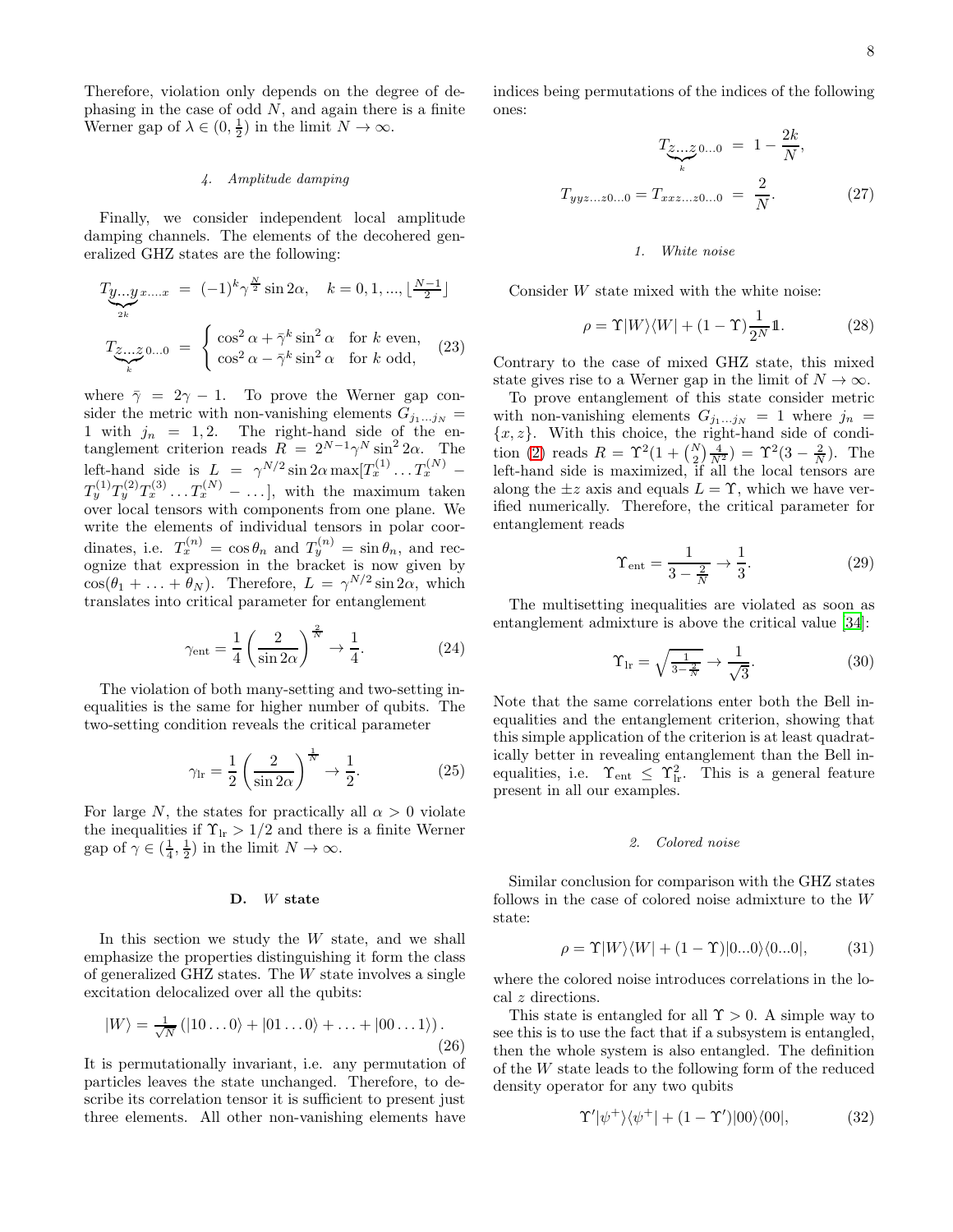Therefore, violation only depends on the degree of dephasing in the case of odd $N$, and again there is a finite Werner gap of $\lambda \in (0, \frac{1}{2})$ in the limit $N \to \infty$.

#### 4. Amplitude damping

Finally, we consider independent local amplitude damping channels. The elements of the decohered generalized GHZ states are the following:

$$
\begin{aligned}
T_{\underbrace{y...y}_{2k} x....x} &= (-1)^k \gamma^{\frac{N}{2}} \sin 2\alpha, \quad k = 0, 1, ..., \lfloor \tfrac{N-1}{2} \rfloor \\
T_{\underbrace{z...z}_{k} 0...0} &= \begin{cases} \cos^2 \alpha + \bar{\gamma}^k \sin^2 \alpha & \text{for } k \text{ even}, \\ \cos^2 \alpha - \bar{\gamma}^k \sin^2 \alpha & \text{for } k \text{ odd}, \end{cases} \quad (23)
\end{aligned}
$$

where $\bar{\gamma} = 2\gamma - 1$. To prove the Werner gap consider the metric with non-vanishing elements $G_{j_1 \dots j_N} = 1$ with $j_n = 1, 2$. The right-hand side of the entanglement criterion reads $R = 2^{N-1} \gamma^N \sin^2 2\alpha$. The left-hand side is $L = \gamma^{N/2} \sin 2\alpha \max[T_x^{(1)} \dots T_x^{(N)} - T_y^{(1)} T_y^{(2)} T_x^{(3)} \dots T_x^{(N)} - \dots]$, with the maximum taken over local tensors with components from one plane. We write the elements of individual tensors in polar coordinates, i.e. $T_x^{(n)} = \cos \theta_n$ and $T_y^{(n)} = \sin \theta_n$, and recognize that expression in the bracket is now given by $\cos(\theta_1 + \dots + \theta_N)$. Therefore, $L = \gamma^{N/2} \sin 2\alpha$, which translates into critical parameter for entanglement

$$
\gamma_{\text{ent}} = \frac{1}{4} \left( \frac{2}{\sin 2\alpha} \right)^{\frac{2}{N}} \to \frac{1}{4}. \quad (24)
$$

The violation of both many-setting and two-setting inequalities is the same for higher number of qubits. The two-setting condition reveals the critical parameter

$$
\gamma_{\text{lr}} = \frac{1}{2} \left( \frac{2}{\sin 2\alpha} \right)^{\frac{1}{N}} \to \frac{1}{2}. \quad (25)
$$

For large $N$, the states for practically all $\alpha > 0$ violate the inequalities if $\Upsilon_{\text{lr}} > 1/2$ and there is a finite Werner gap of $\gamma \in (\frac{1}{4}, \frac{1}{2})$ in the limit $N \to \infty$.

### D. $W$ state

In this section we study the $W$ state, and we shall emphasize the properties distinguishing it form the class of generalized GHZ states. The $W$ state involves a single excitation delocalized over all the qubits:

$$
|W\rangle = \tfrac{1}{\sqrt{N}} \left( |10\dots0\rangle + |01\dots0\rangle + \dots + |00\dots1\rangle \right). \quad (26)
$$

It is permutationally invariant, i.e. any permutation of particles leaves the state unchanged. Therefore, to describe its correlation tensor it is sufficient to present just three elements. All other non-vanishing elements have indices being permutations of the indices of the following ones:

$$
\begin{aligned}
T_{\underbrace{z...z}_{k} 0...0} &= 1 - \frac{2k}{N}, \\
T_{yyz...z0...0} = T_{xxz...z0...0} &= \frac{2}{N}. \quad (27)
\end{aligned}
$$

#### 1. White noise

Consider $W$ state mixed with the white noise:

$$
\rho = \Upsilon |W\rangle\langle W| + (1 - \Upsilon) \frac{1}{2^N} \mathbb{1}. \quad (28)
$$

Contrary to the case of mixed GHZ state, this mixed state gives rise to a Werner gap in the limit of $N \to \infty$.

To prove entanglement of this state consider metric with non-vanishing elements $G_{j_1 \dots j_N} = 1$ where $j_n = \{x, z\}$. With this choice, the right-hand side of condition (2) reads $R = \Upsilon^2 (1 + \binom{N}{2} \frac{4}{N^2}) = \Upsilon^2 (3 - \frac{2}{N})$. The left-hand side is maximized, if all the local tensors are along the $\pm z$ axis and equals $L = \Upsilon$, which we have verified numerically. Therefore, the critical parameter for entanglement reads

$$
\Upsilon_{\text{ent}} = \frac{1}{3 - \frac{2}{N}} \to \frac{1}{3}. \quad (29)
$$

The multisetting inequalities are violated as soon as entanglement admixture is above the critical value [34]:

$$
\Upsilon_{\text{lr}} = \sqrt{\tfrac{1}{3 - \frac{2}{N}}} \to \frac{1}{\sqrt{3}}. \quad (30)
$$

Note that the same correlations enter both the Bell inequalities and the entanglement criterion, showing that this simple application of the criterion is at least quadratically better in revealing entanglement than the Bell inequalities, i.e. $\Upsilon_{\text{ent}} \leq \Upsilon_{\text{lr}}^2$. This is a general feature present in all our examples.

#### 2. Colored noise

Similar conclusion for comparison with the GHZ states follows in the case of colored noise admixture to the $W$ state:

$$
\rho = \Upsilon |W\rangle\langle W| + (1 - \Upsilon) |0...0\rangle\langle 0...0|, \quad (31)
$$

where the colored noise introduces correlations in the local $z$ directions.

This state is entangled for all $\Upsilon > 0$. A simple way to see this is to use the fact that if a subsystem is entangled, then the whole system is also entangled. The definition of the $W$ state leads to the following form of the reduced density operator for any two qubits

$$
\Upsilon' |\psi^+\rangle\langle\psi^+| + (1 - \Upsilon') |00\rangle\langle 00|, \quad (32)
$$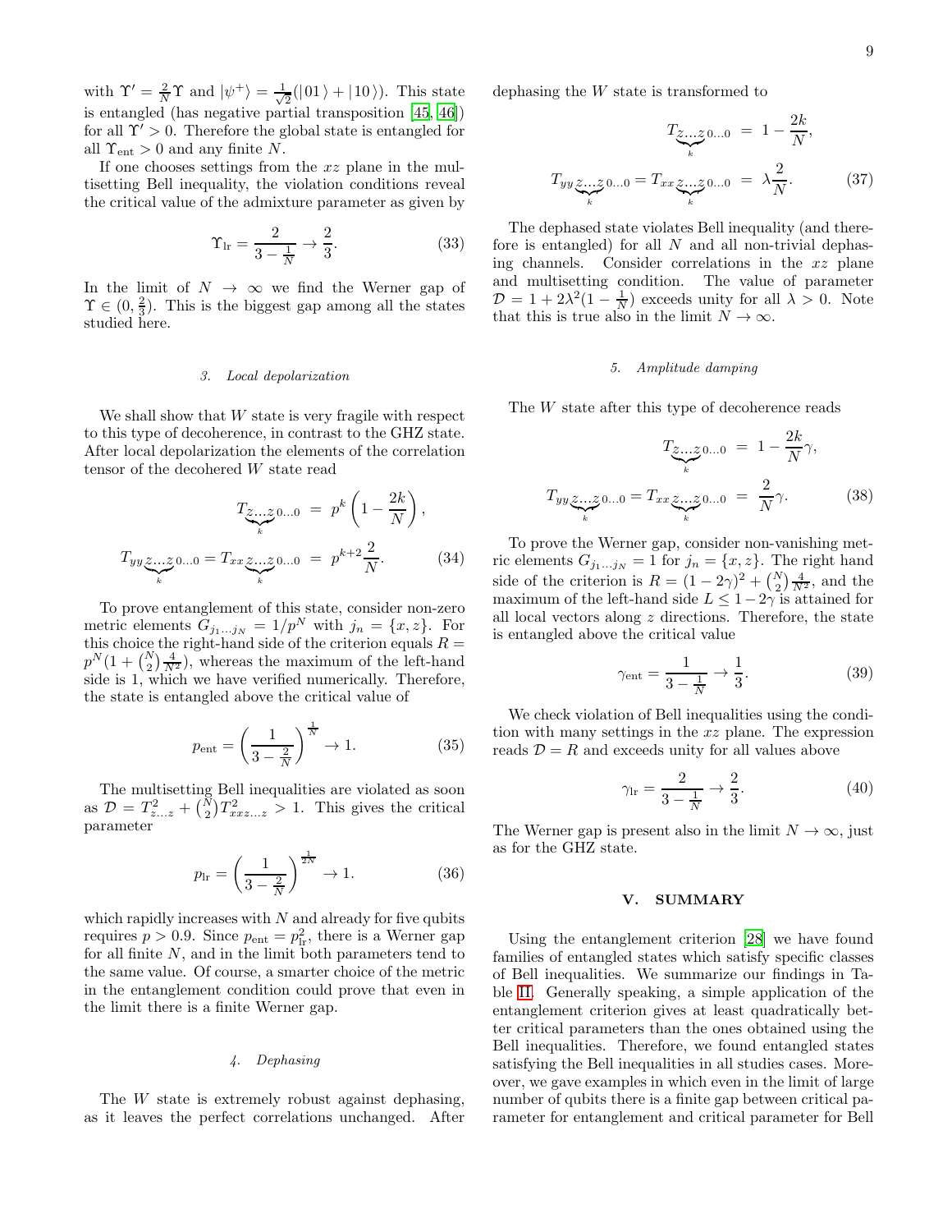with $\Upsilon' = \frac{2}{N}\Upsilon$ and $|\psi^+\rangle = \frac{1}{\sqrt{2}}(|01\rangle + |10\rangle)$. This state is entangled (has negative partial transposition [45, 46]) for all $\Upsilon' > 0$. Therefore the global state is entangled for all $\Upsilon_{\text{ent}} > 0$ and any finite $N$.

If one chooses settings from the $xz$ plane in the multisetting Bell inequality, the violation conditions reveal the critical value of the admixture parameter as given by

$$\Upsilon_{\text{lr}} = \frac{2}{3 - \frac{1}{N}} \to \frac{2}{3}. \tag{33}$$

In the limit of $N \to \infty$ we find the Werner gap of $\Upsilon \in (0, \frac{2}{3})$. This is the biggest gap among all the states studied here.

#### 3. Local depolarization

We shall show that $W$ state is very fragile with respect to this type of decoherence, in contrast to the GHZ state. After local depolarization the elements of the correlation tensor of the decohered $W$ state read

$$T_{\underbrace{z\ldots z}_{k}0\ldots 0} = p^k\left(1 - \frac{2k}{N}\right),$$
$$T_{yy\underbrace{z\ldots z}_{k}0\ldots 0} = T_{xx\underbrace{z\ldots z}_{k}0\ldots 0} = p^{k+2}\frac{2}{N}. \tag{34}$$

To prove entanglement of this state, consider non-zero metric elements $G_{j_1\ldots j_N} = 1/p^N$ with $j_n = \{x, z\}$. For this choice the right-hand side of the criterion equals $R = p^N(1 + \binom{N}{2}\frac{4}{N^2})$, whereas the maximum of the left-hand side is 1, which we have verified numerically. Therefore, the state is entangled above the critical value of

$$p_{\text{ent}} = \left(\frac{1}{3 - \frac{2}{N}}\right)^{\frac{1}{N}} \to 1. \tag{35}$$

The multisetting Bell inequalities are violated as soon as $\mathcal{D} = T_{z\ldots z}^2 + \binom{N}{2}T_{xxz\ldots z}^2 > 1$. This gives the critical parameter

$$p_{\text{lr}} = \left(\frac{1}{3 - \frac{2}{N}}\right)^{\frac{1}{2N}} \to 1. \tag{36}$$

which rapidly increases with $N$ and already for five qubits requires $p > 0.9$. Since $p_{\text{ent}} = p_{\text{lr}}^2$, there is a Werner gap for all finite $N$, and in the limit both parameters tend to the same value. Of course, a smarter choice of the metric in the entanglement condition could prove that even in the limit there is a finite Werner gap.

#### 4. Dephasing

The $W$ state is extremely robust against dephasing, as it leaves the perfect correlations unchanged. After dephasing the $W$ state is transformed to

$$T_{\underbrace{z\ldots z}_{k}0\ldots 0} = 1 - \frac{2k}{N},$$
$$T_{yy\underbrace{z\ldots z}_{k}0\ldots 0} = T_{xx\underbrace{z\ldots z}_{k}0\ldots 0} = \lambda\frac{2}{N}. \tag{37}$$

The dephased state violates Bell inequality (and therefore is entangled) for all $N$ and all non-trivial dephasing channels. Consider correlations in the $xz$ plane and multisetting condition. The value of parameter $\mathcal{D} = 1 + 2\lambda^2(1 - \frac{1}{N})$ exceeds unity for all $\lambda > 0$. Note that this is true also in the limit $N \to \infty$.

#### 5. Amplitude damping

The $W$ state after this type of decoherence reads

$$T_{\underbrace{z\ldots z}_{k}0\ldots 0} = 1 - \frac{2k}{N}\gamma,$$
$$T_{yy\underbrace{z\ldots z}_{k}0\ldots 0} = T_{xx\underbrace{z\ldots z}_{k}0\ldots 0} = \frac{2}{N}\gamma. \tag{38}$$

To prove the Werner gap, consider non-vanishing metric elements $G_{j_1\ldots j_N} = 1$ for $j_n = \{x, z\}$. The right hand side of the criterion is $R = (1 - 2\gamma)^2 + \binom{N}{2}\frac{4}{N^2}$, and the maximum of the left-hand side $L \leq 1 - 2\gamma$ is attained for all local vectors along $z$ directions. Therefore, the state is entangled above the critical value

$$\gamma_{\text{ent}} = \frac{1}{3 - \frac{1}{N}} \to \frac{1}{3}. \tag{39}$$

We check violation of Bell inequalities using the condition with many settings in the $xz$ plane. The expression reads $\mathcal{D} = R$ and exceeds unity for all values above

$$\gamma_{\text{lr}} = \frac{2}{3 - \frac{1}{N}} \to \frac{2}{3}. \tag{40}$$

The Werner gap is present also in the limit $N \to \infty$, just as for the GHZ state.

## V. SUMMARY

Using the entanglement criterion [28] we have found families of entangled states which satisfy specific classes of Bell inequalities. We summarize our findings in Table II. Generally speaking, a simple application of the entanglement criterion gives at least quadratically better critical parameters than the ones obtained using the Bell inequalities. Therefore, we found entangled states satisfying the Bell inequalities in all studies cases. Moreover, we gave examples in which even in the limit of large number of qubits there is a finite gap between critical parameter for entanglement and critical parameter for Bell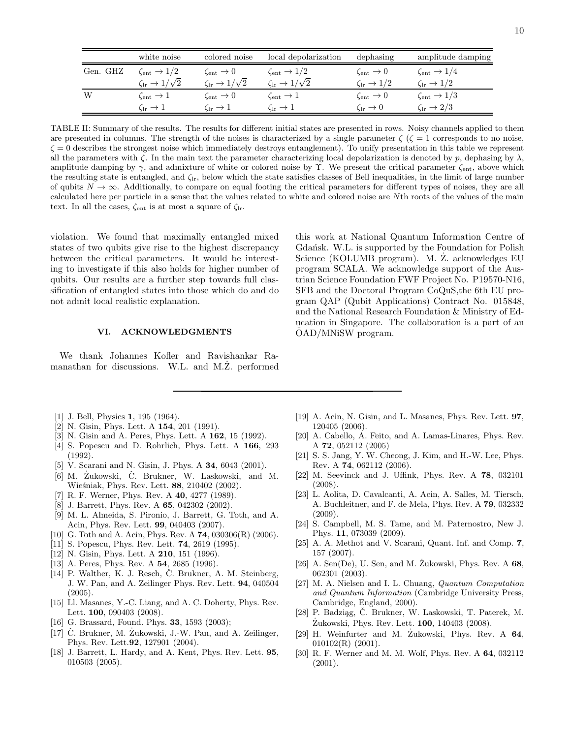| | white noise | colored noise | local depolarization | dephasing | amplitude damping |
|---|---|---|---|---|---|
| Gen. GHZ | $\zeta_{\rm ent} \to 1/2$ | $\zeta_{\rm ent} \to 0$ | $\zeta_{\rm ent} \to 1/2$ | $\zeta_{\rm ent} \to 0$ | $\zeta_{\rm ent} \to 1/4$ |
| | $\zeta_{\rm lr} \to 1/\sqrt{2}$ | $\zeta_{\rm lr} \to 1/\sqrt{2}$ | $\zeta_{\rm lr} \to 1/\sqrt{2}$ | $\zeta_{\rm lr} \to 1/2$ | $\zeta_{\rm lr} \to 1/2$ |
| W | $\zeta_{\rm ent} \to 1$ | $\zeta_{\rm ent} \to 0$ | $\zeta_{\rm ent} \to 1$ | $\zeta_{\rm ent} \to 0$ | $\zeta_{\rm ent} \to 1/3$ |
| | $\zeta_{\rm lr} \to 1$ | $\zeta_{\rm lr} \to 1$ | $\zeta_{\rm lr} \to 1$ | $\zeta_{\rm lr} \to 0$ | $\zeta_{\rm lr} \to 2/3$ |

TABLE II: Summary of the results. The results for different initial states are presented in rows. Noisy channels applied to them are presented in columns. The strength of the noises is characterized by a single parameter $\zeta$ ($\zeta = 1$ corresponds to no noise, $\zeta = 0$ describes the strongest noise which immediately destroys entanglement). To unify presentation in this table we represent all the parameters with $\zeta$. In the main text the parameter characterizing local depolarization is denoted by $p$, dephasing by $\lambda$, amplitude damping by $\gamma$, and admixture of white or colored noise by $\Upsilon$. We present the critical parameter $\zeta_{\rm ent}$, above which the resulting state is entangled, and $\zeta_{\rm lr}$, below which the state satisfies classes of Bell inequalities, in the limit of large number of qubits $N \to \infty$. Additionally, to compare on equal footing the critical parameters for different types of noises, they are all calculated here per particle in a sense that the values related to white and colored noise are $N$th roots of the values of the main text. In all the cases, $\zeta_{\rm ent}$ is at most a square of $\zeta_{\rm lr}$.

violation. We found that maximally entangled mixed states of two qubits give rise to the highest discrepancy between the critical parameters. It would be interesting to investigate if this also holds for higher number of qubits. Our results are a further step towards full classification of entangled states into those which do and do not admit local realistic explanation.

## VI. ACKNOWLEDGMENTS

We thank Johannes Kofler and Ravishankar Ramanathan for discussions. W.L. and M.Ż. performed this work at National Quantum Information Centre of Gdańsk. W.L. is supported by the Foundation for Polish Science (KOLUMB program). M. Ż. acknowledges EU program SCALA. We acknowledge support of the Austrian Science Foundation FWF Project No. P19570-N16, SFB and the Doctoral Program CoQuS,the 6th EU program QAP (Qubit Applications) Contract No. 015848, and the National Research Foundation & Ministry of Education in Singapore. The collaboration is a part of an ÖAD/MNiSW program.

---

[1] J. Bell, Physics **1**, 195 (1964).
[2] N. Gisin, Phys. Lett. A **154**, 201 (1991).
[3] N. Gisin and A. Peres, Phys. Lett. A **162**, 15 (1992).
[4] S. Popescu and D. Rohrlich, Phys. Lett. A **166**, 293 (1992).
[5] V. Scarani and N. Gisin, J. Phys. A **34**, 6043 (2001).
[6] M. Żukowski, Č. Brukner, W. Laskowski, and M. Wieśniak, Phys. Rev. Lett. **88**, 210402 (2002).
[7] R. F. Werner, Phys. Rev. A **40**, 4277 (1989).
[8] J. Barrett, Phys. Rev. A **65**, 042302 (2002).
[9] M. L. Almeida, S. Pironio, J. Barrett, G. Toth, and A. Acin, Phys. Rev. Lett. **99**, 040403 (2007).
[10] G. Toth and A. Acin, Phys. Rev. A **74**, 030306(R) (2006).
[11] S. Popescu, Phys. Rev. Lett. **74**, 2619 (1995).
[12] N. Gisin, Phys. Lett. A **210**, 151 (1996).
[13] A. Peres, Phys. Rev. A **54**, 2685 (1996).
[14] P. Walther, K. J. Resch, Č. Brukner, A. M. Steinberg, J. W. Pan, and A. Zeilinger Phys. Rev. Lett. **94**, 040504 (2005).
[15] Ll. Masanes, Y.-C. Liang, and A. C. Doherty, Phys. Rev. Lett. **100**, 090403 (2008).
[16] G. Brassard, Found. Phys. **33**, 1593 (2003);
[17] Č. Brukner, M. Żukowski, J.-W. Pan, and A. Zeilinger, Phys. Rev. Lett.**92**, 127901 (2004).
[18] J. Barrett, L. Hardy, and A. Kent, Phys. Rev. Lett. **95**, 010503 (2005).
[19] A. Acin, N. Gisin, and L. Masanes, Phys. Rev. Lett. **97**, 120405 (2006).
[20] A. Cabello, A. Feito, and A. Lamas-Linares, Phys. Rev. A **72**, 052112 (2005)
[21] S. S. Jang, Y. W. Cheong, J. Kim, and H.-W. Lee, Phys. Rev. A **74**, 062112 (2006).
[22] M. Seevinck and J. Uffink, Phys. Rev. A **78**, 032101 (2008).
[23] L. Aolita, D. Cavalcanti, A. Acin, A. Salles, M. Tiersch, A. Buchleitner, and F. de Mela, Phys. Rev. A **79**, 032332 (2009).
[24] S. Campbell, M. S. Tame, and M. Paternostro, New J. Phys. **11**, 073039 (2009).
[25] A. A. Methot and V. Scarani, Quant. Inf. and Comp. **7**, 157 (2007).
[26] A. Sen(De), U. Sen, and M. Żukowski, Phys. Rev. A **68**, 062301 (2003).
[27] M. A. Nielsen and I. L. Chuang, *Quantum Computation and Quantum Information* (Cambridge University Press, Cambridge, England, 2000).
[28] P. Badziąg, Č. Brukner, W. Laskowski, T. Paterek, M. Żukowski, Phys. Rev. Lett. **100**, 140403 (2008).
[29] H. Weinfurter and M. Żukowski, Phys. Rev. A **64**, 010102(R) (2001).
[30] R. F. Werner and M. M. Wolf, Phys. Rev. A **64**, 032112 (2001).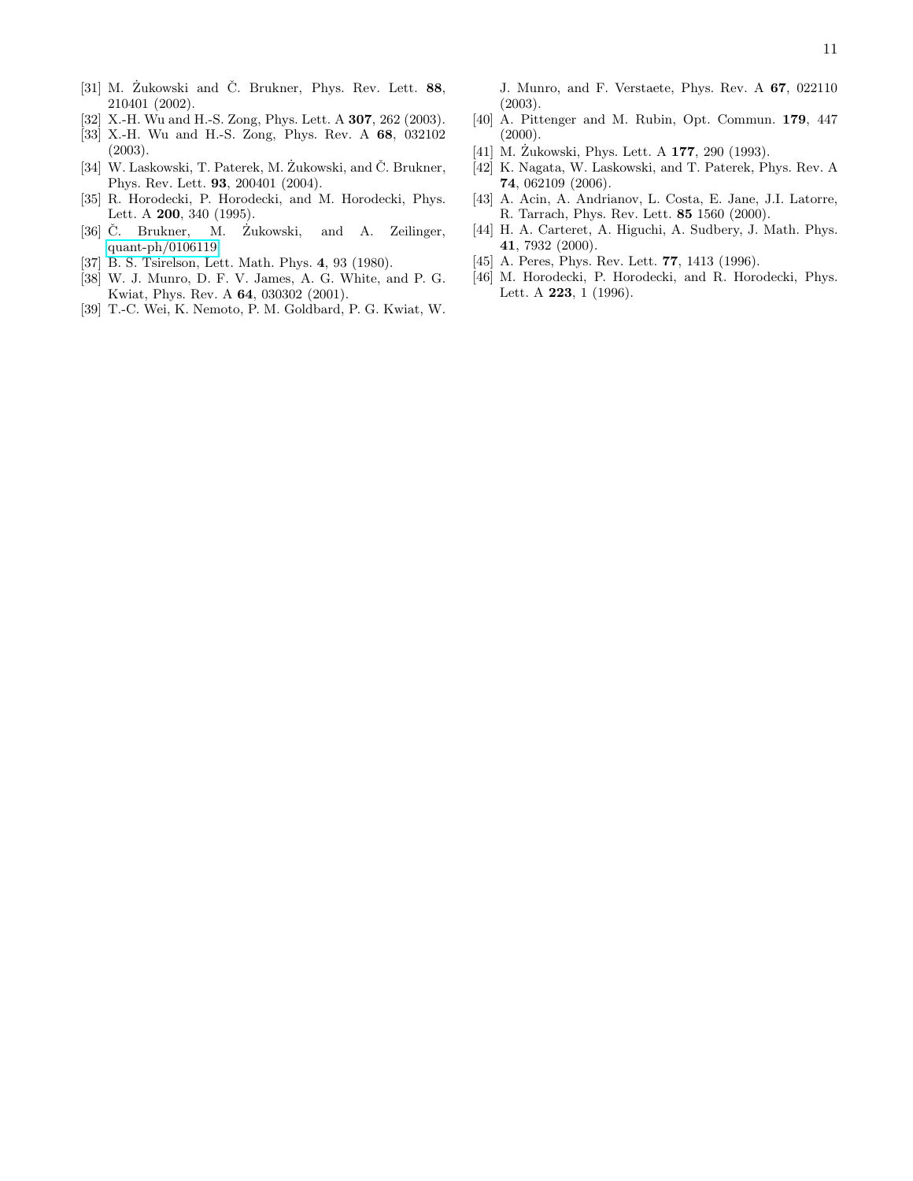[31] M. Żukowski and Č. Brukner, Phys. Rev. Lett. **88**, 210401 (2002).

[32] X.-H. Wu and H.-S. Zong, Phys. Lett. A **307**, 262 (2003).

[33] X.-H. Wu and H.-S. Zong, Phys. Rev. A **68**, 032102 (2003).

[34] W. Laskowski, T. Paterek, M. Żukowski, and Č. Brukner, Phys. Rev. Lett. **93**, 200401 (2004).

[35] R. Horodecki, P. Horodecki, and M. Horodecki, Phys. Lett. A **200**, 340 (1995).

[36] Č. Brukner, M. Żukowski, and A. Zeilinger, quant-ph/0106119.

[37] B. S. Tsirelson, Lett. Math. Phys. **4**, 93 (1980).

[38] W. J. Munro, D. F. V. James, A. G. White, and P. G. Kwiat, Phys. Rev. A **64**, 030302 (2001).

[39] T.-C. Wei, K. Nemoto, P. M. Goldbard, P. G. Kwiat, W. J. Munro, and F. Verstaete, Phys. Rev. A **67**, 022110 (2003).

[40] A. Pittenger and M. Rubin, Opt. Commun. **179**, 447 (2000).

[41] M. Żukowski, Phys. Lett. A **177**, 290 (1993).

[42] K. Nagata, W. Laskowski, and T. Paterek, Phys. Rev. A **74**, 062109 (2006).

[43] A. Acin, A. Andrianov, L. Costa, E. Jane, J.I. Latorre, R. Tarrach, Phys. Rev. Lett. **85** 1560 (2000).

[44] H. A. Carteret, A. Higuchi, A. Sudbery, J. Math. Phys. **41**, 7932 (2000).

[45] A. Peres, Phys. Rev. Lett. **77**, 1413 (1996).

[46] M. Horodecki, P. Horodecki, and R. Horodecki, Phys. Lett. A **223**, 1 (1996).